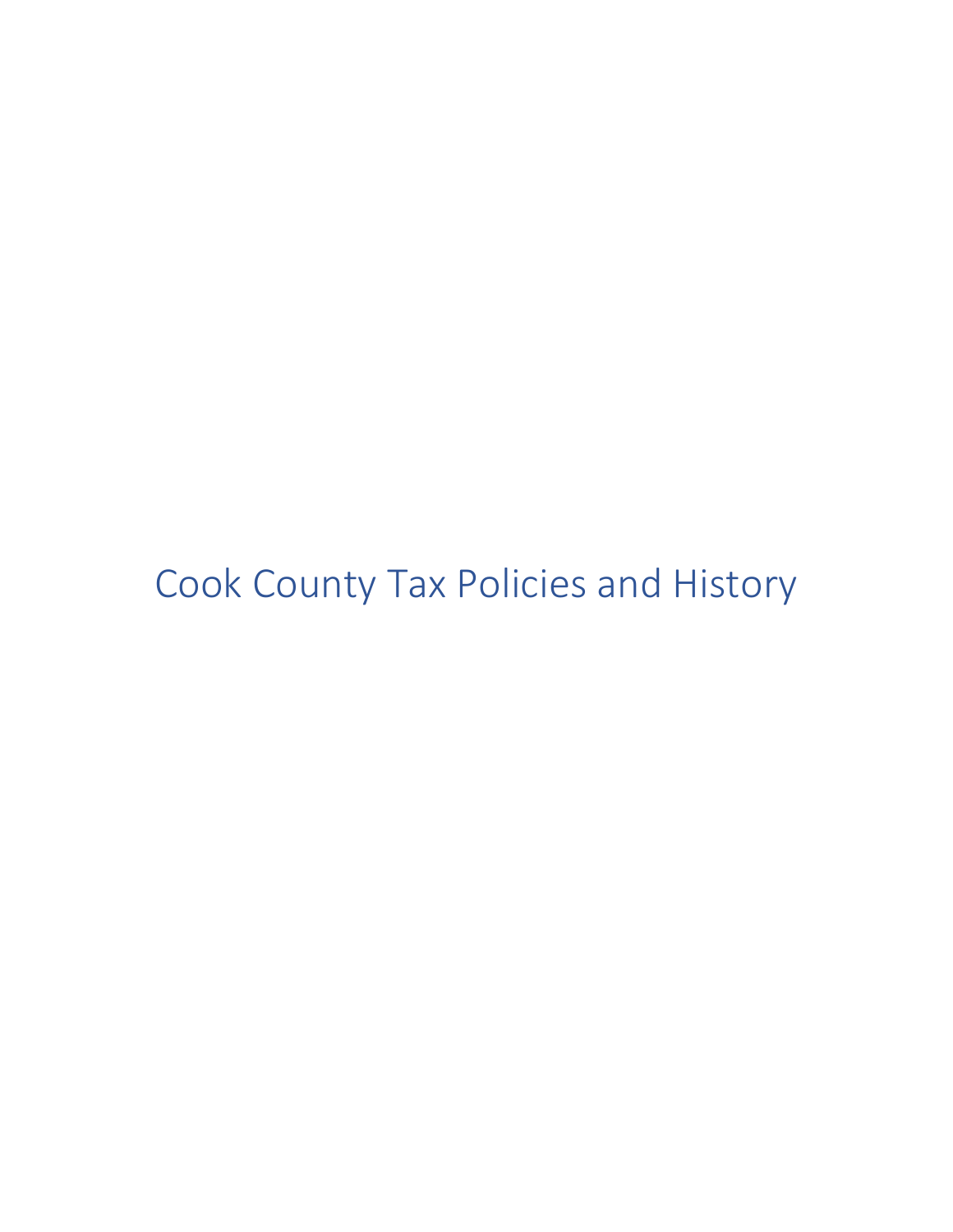# Cook County Tax Policies and History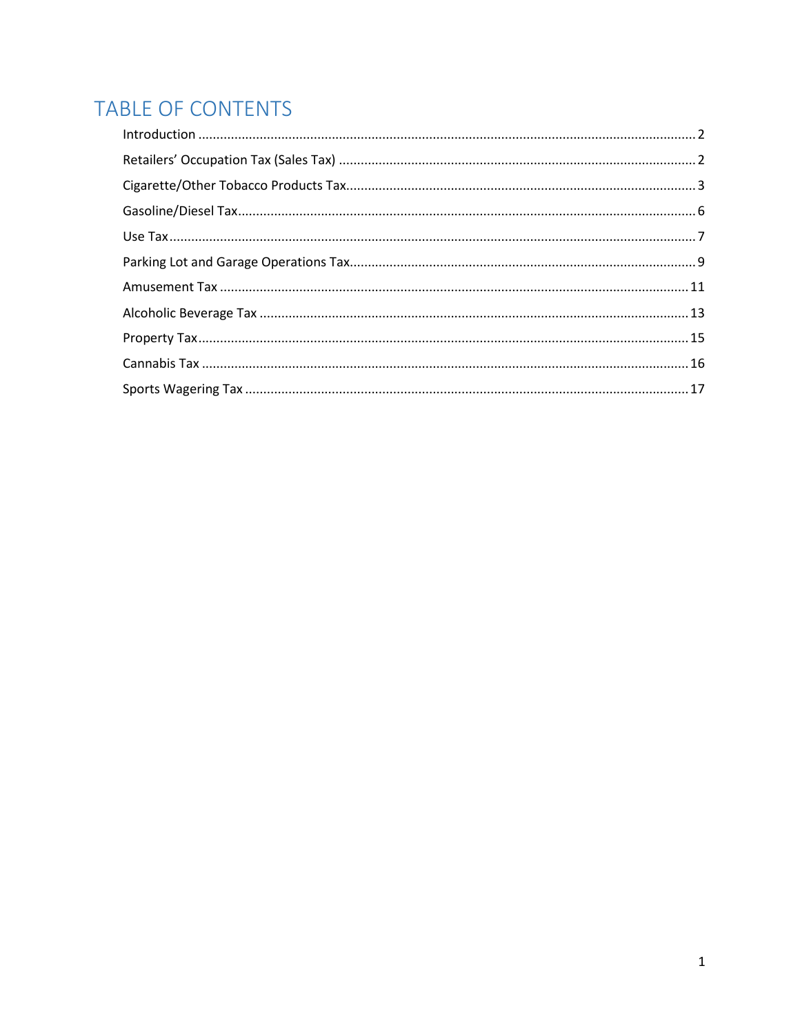# TABLE OF CONTENTS

- Introduction ........ 2
- Retailers' Occupation Tax (Sales Tax) ........ 2
- Cigarette/Other Tobacco Products Tax ........ 3
- Gasoline/Diesel Tax ........ 6
- Use Tax ........ 7
- Parking Lot and Garage Operations Tax ........ 9
- Amusement Tax ........ 11
- Alcoholic Beverage Tax ........ 13
- Property Tax ........ 15
- Cannabis Tax ........ 16
- Sports Wagering Tax ........ 17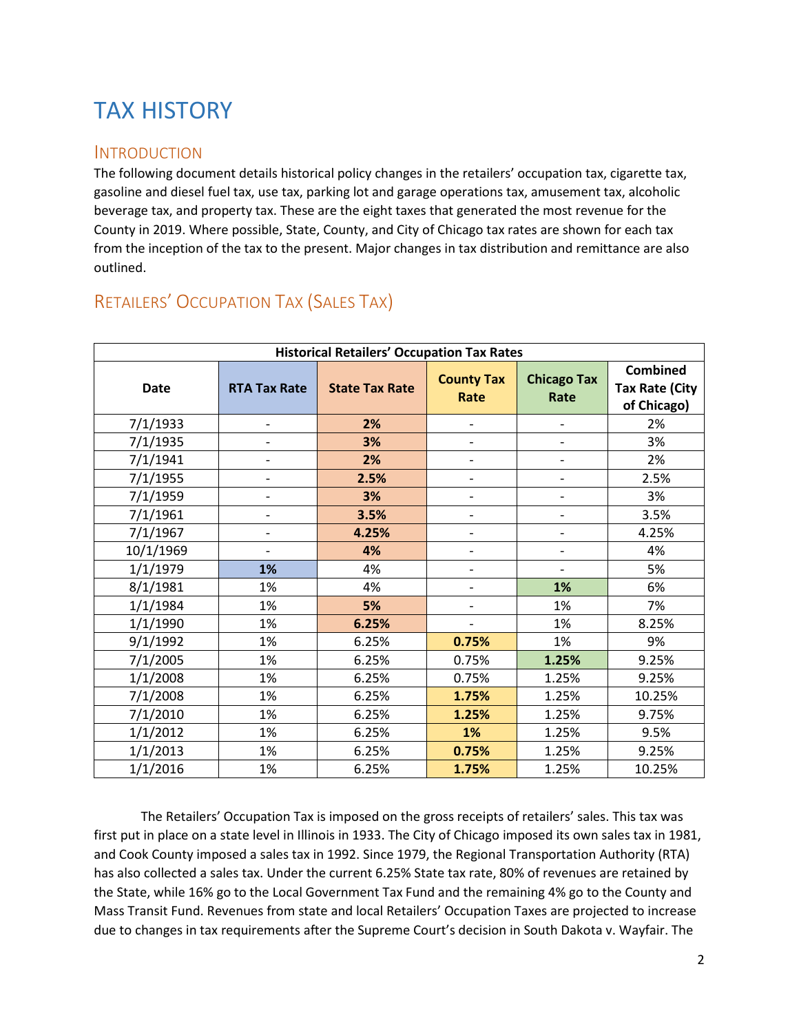# TAX HISTORY

## INTRODUCTION

The following document details historical policy changes in the retailers' occupation tax, cigarette tax, gasoline and diesel fuel tax, use tax, parking lot and garage operations tax, amusement tax, alcoholic beverage tax, and property tax. These are the eight taxes that generated the most revenue for the County in 2019. Where possible, State, County, and City of Chicago tax rates are shown for each tax from the inception of the tax to the present. Major changes in tax distribution and remittance are also outlined.

## RETAILERS' OCCUPATION TAX (SALES TAX)

**Historical Retailers' Occupation Tax Rates**

| Date | RTA Tax Rate | State Tax Rate | County Tax Rate | Chicago Tax Rate | Combined Tax Rate (City of Chicago) |
|---|---|---|---|---|---|
| 7/1/1933 | - | **2%** | - | - | 2% |
| 7/1/1935 | - | **3%** | - | - | 3% |
| 7/1/1941 | - | **2%** | - | - | 2% |
| 7/1/1955 | - | **2.5%** | - | - | 2.5% |
| 7/1/1959 | - | **3%** | - | - | 3% |
| 7/1/1961 | - | **3.5%** | - | - | 3.5% |
| 7/1/1967 | - | **4.25%** | - | - | 4.25% |
| 10/1/1969 | - | **4%** | - | - | 4% |
| 1/1/1979 | **1%** | 4% | - | - | 5% |
| 8/1/1981 | 1% | 4% | - | **1%** | 6% |
| 1/1/1984 | 1% | **5%** | - | 1% | 7% |
| 1/1/1990 | 1% | **6.25%** | - | 1% | 8.25% |
| 9/1/1992 | 1% | 6.25% | **0.75%** | 1% | 9% |
| 7/1/2005 | 1% | 6.25% | 0.75% | **1.25%** | 9.25% |
| 1/1/2008 | 1% | 6.25% | 0.75% | 1.25% | 9.25% |
| 7/1/2008 | 1% | 6.25% | **1.75%** | 1.25% | 10.25% |
| 7/1/2010 | 1% | 6.25% | **1.25%** | 1.25% | 9.75% |
| 1/1/2012 | 1% | 6.25% | **1%** | 1.25% | 9.5% |
| 1/1/2013 | 1% | 6.25% | **0.75%** | 1.25% | 9.25% |
| 1/1/2016 | 1% | 6.25% | **1.75%** | 1.25% | 10.25% |

The Retailers' Occupation Tax is imposed on the gross receipts of retailers' sales. This tax was first put in place on a state level in Illinois in 1933. The City of Chicago imposed its own sales tax in 1981, and Cook County imposed a sales tax in 1992. Since 1979, the Regional Transportation Authority (RTA) has also collected a sales tax. Under the current 6.25% State tax rate, 80% of revenues are retained by the State, while 16% go to the Local Government Tax Fund and the remaining 4% go to the County and Mass Transit Fund. Revenues from state and local Retailers' Occupation Taxes are projected to increase due to changes in tax requirements after the Supreme Court's decision in South Dakota v. Wayfair. The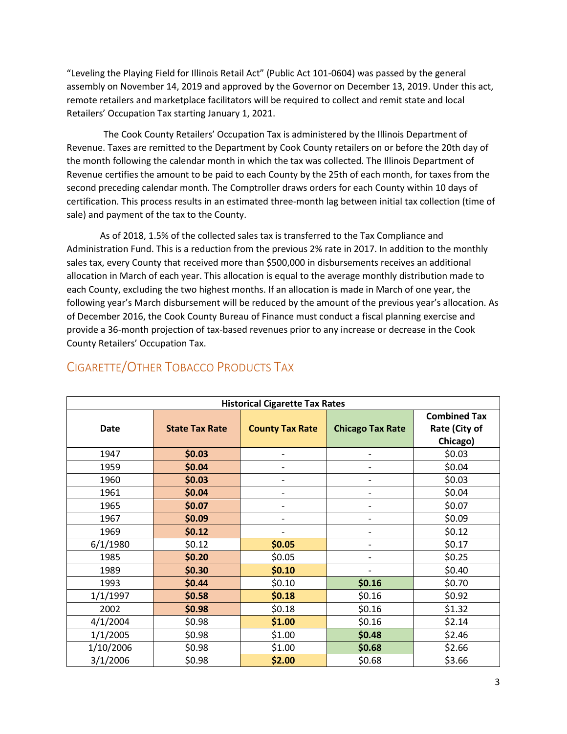"Leveling the Playing Field for Illinois Retail Act" (Public Act 101-0604) was passed by the general assembly on November 14, 2019 and approved by the Governor on December 13, 2019. Under this act, remote retailers and marketplace facilitators will be required to collect and remit state and local Retailers' Occupation Tax starting January 1, 2021.

The Cook County Retailers' Occupation Tax is administered by the Illinois Department of Revenue. Taxes are remitted to the Department by Cook County retailers on or before the 20th day of the month following the calendar month in which the tax was collected. The Illinois Department of Revenue certifies the amount to be paid to each County by the 25th of each month, for taxes from the second preceding calendar month. The Comptroller draws orders for each County within 10 days of certification. This process results in an estimated three-month lag between initial tax collection (time of sale) and payment of the tax to the County.

As of 2018, 1.5% of the collected sales tax is transferred to the Tax Compliance and Administration Fund. This is a reduction from the previous 2% rate in 2017. In addition to the monthly sales tax, every County that received more than $500,000 in disbursements receives an additional allocation in March of each year. This allocation is equal to the average monthly distribution made to each County, excluding the two highest months. If an allocation is made in March of one year, the following year's March disbursement will be reduced by the amount of the previous year's allocation. As of December 2016, the Cook County Bureau of Finance must conduct a fiscal planning exercise and provide a 36-month projection of tax-based revenues prior to any increase or decrease in the Cook County Retailers' Occupation Tax.

## Cigarette/Other Tobacco Products Tax

| Historical Cigarette Tax Rates | | | | |
|---|---|---|---|---|
| **Date** | **State Tax Rate** | **County Tax Rate** | **Chicago Tax Rate** | **Combined Tax Rate (City of Chicago)** |
| 1947 | **$0.03** | - | - | $0.03 |
| 1959 | **$0.04** | - | - | $0.04 |
| 1960 | **$0.03** | - | - | $0.03 |
| 1961 | **$0.04** | - | - | $0.04 |
| 1965 | **$0.07** | - | - | $0.07 |
| 1967 | **$0.09** | - | - | $0.09 |
| 1969 | **$0.12** | - | - | $0.12 |
| 6/1/1980 | $0.12 | **$0.05** | - | $0.17 |
| 1985 | **$0.20** | $0.05 | - | $0.25 |
| 1989 | **$0.30** | **$0.10** | - | $0.40 |
| 1993 | **$0.44** | $0.10 | **$0.16** | $0.70 |
| 1/1/1997 | **$0.58** | **$0.18** | $0.16 | $0.92 |
| 2002 | **$0.98** | $0.18 | $0.16 | $1.32 |
| 4/1/2004 | $0.98 | **$1.00** | $0.16 | $2.14 |
| 1/1/2005 | $0.98 | $1.00 | **$0.48** | $2.46 |
| 1/10/2006 | $0.98 | $1.00 | **$0.68** | $2.66 |
| 3/1/2006 | $0.98 | **$2.00** | $0.68 | $3.66 |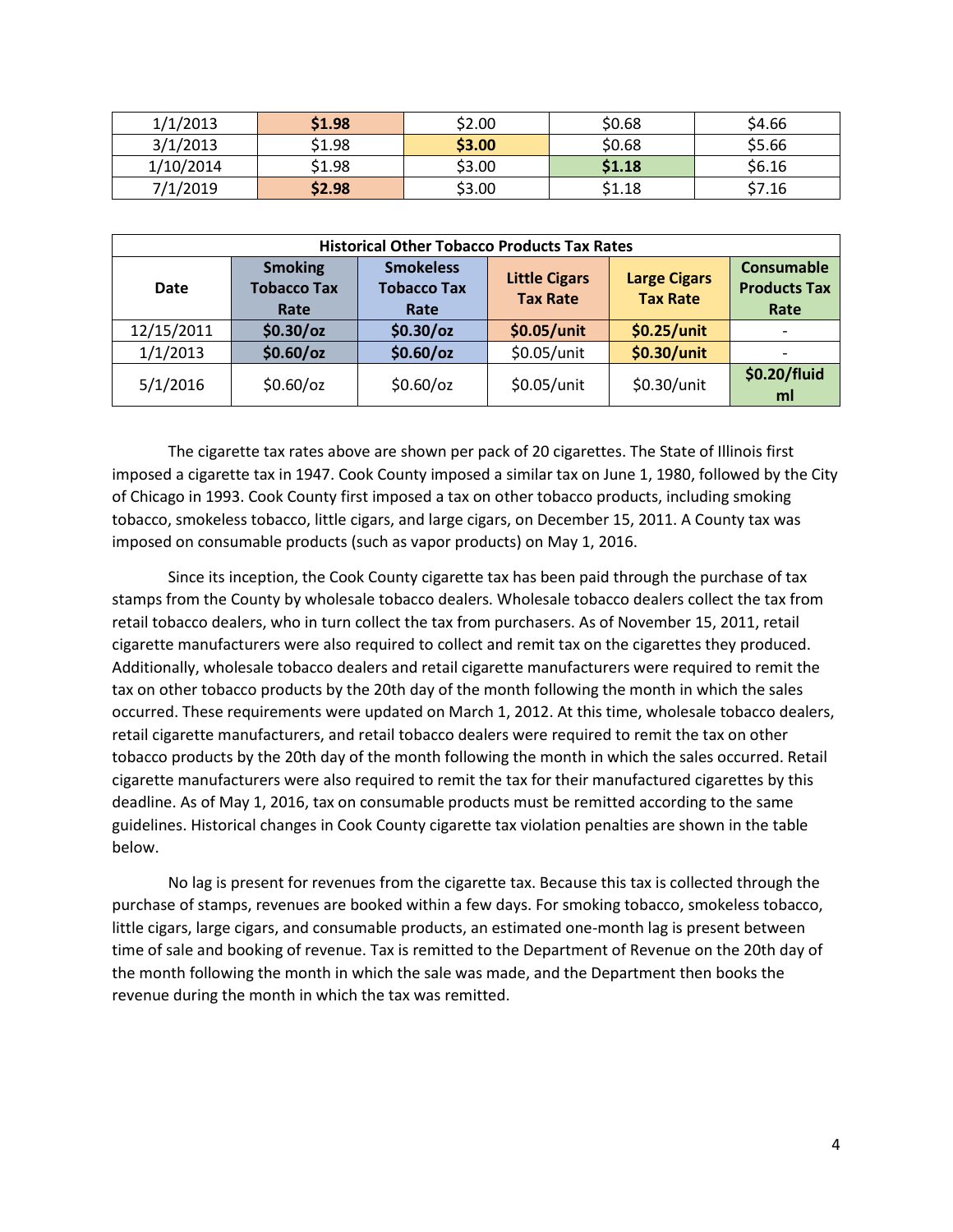| 1/1/2013 | **$1.98** | $2.00 | $0.68 | $4.66 |
|---|---|---|---|---|
| 3/1/2013 | $1.98 | **$3.00** | $0.68 | $5.66 |
| 1/10/2014 | $1.98 | $3.00 | **$1.18** | $6.16 |
| 7/1/2019 | **$2.98** | $3.00 | $1.18 | $7.16 |

| **Historical Other Tobacco Products Tax Rates** | | | | | |
|---|---|---|---|---|---|
| **Date** | **Smoking Tobacco Tax Rate** | **Smokeless Tobacco Tax Rate** | **Little Cigars Tax Rate** | **Large Cigars Tax Rate** | **Consumable Products Tax Rate** |
| 12/15/2011 | **$0.30/oz** | **$0.30/oz** | **$0.05/unit** | **$0.25/unit** | - |
| 1/1/2013 | **$0.60/oz** | **$0.60/oz** | $0.05/unit | **$0.30/unit** | - |
| 5/1/2016 | $0.60/oz | $0.60/oz | $0.05/unit | $0.30/unit | **$0.20/fluid ml** |

The cigarette tax rates above are shown per pack of 20 cigarettes. The State of Illinois first imposed a cigarette tax in 1947. Cook County imposed a similar tax on June 1, 1980, followed by the City of Chicago in 1993. Cook County first imposed a tax on other tobacco products, including smoking tobacco, smokeless tobacco, little cigars, and large cigars, on December 15, 2011. A County tax was imposed on consumable products (such as vapor products) on May 1, 2016.

Since its inception, the Cook County cigarette tax has been paid through the purchase of tax stamps from the County by wholesale tobacco dealers. Wholesale tobacco dealers collect the tax from retail tobacco dealers, who in turn collect the tax from purchasers. As of November 15, 2011, retail cigarette manufacturers were also required to collect and remit tax on the cigarettes they produced. Additionally, wholesale tobacco dealers and retail cigarette manufacturers were required to remit the tax on other tobacco products by the 20th day of the month following the month in which the sales occurred. These requirements were updated on March 1, 2012. At this time, wholesale tobacco dealers, retail cigarette manufacturers, and retail tobacco dealers were required to remit the tax on other tobacco products by the 20th day of the month following the month in which the sales occurred. Retail cigarette manufacturers were also required to remit the tax for their manufactured cigarettes by this deadline. As of May 1, 2016, tax on consumable products must be remitted according to the same guidelines. Historical changes in Cook County cigarette tax violation penalties are shown in the table below.

No lag is present for revenues from the cigarette tax. Because this tax is collected through the purchase of stamps, revenues are booked within a few days. For smoking tobacco, smokeless tobacco, little cigars, large cigars, and consumable products, an estimated one-month lag is present between time of sale and booking of revenue. Tax is remitted to the Department of Revenue on the 20th day of the month following the month in which the sale was made, and the Department then books the revenue during the month in which the tax was remitted.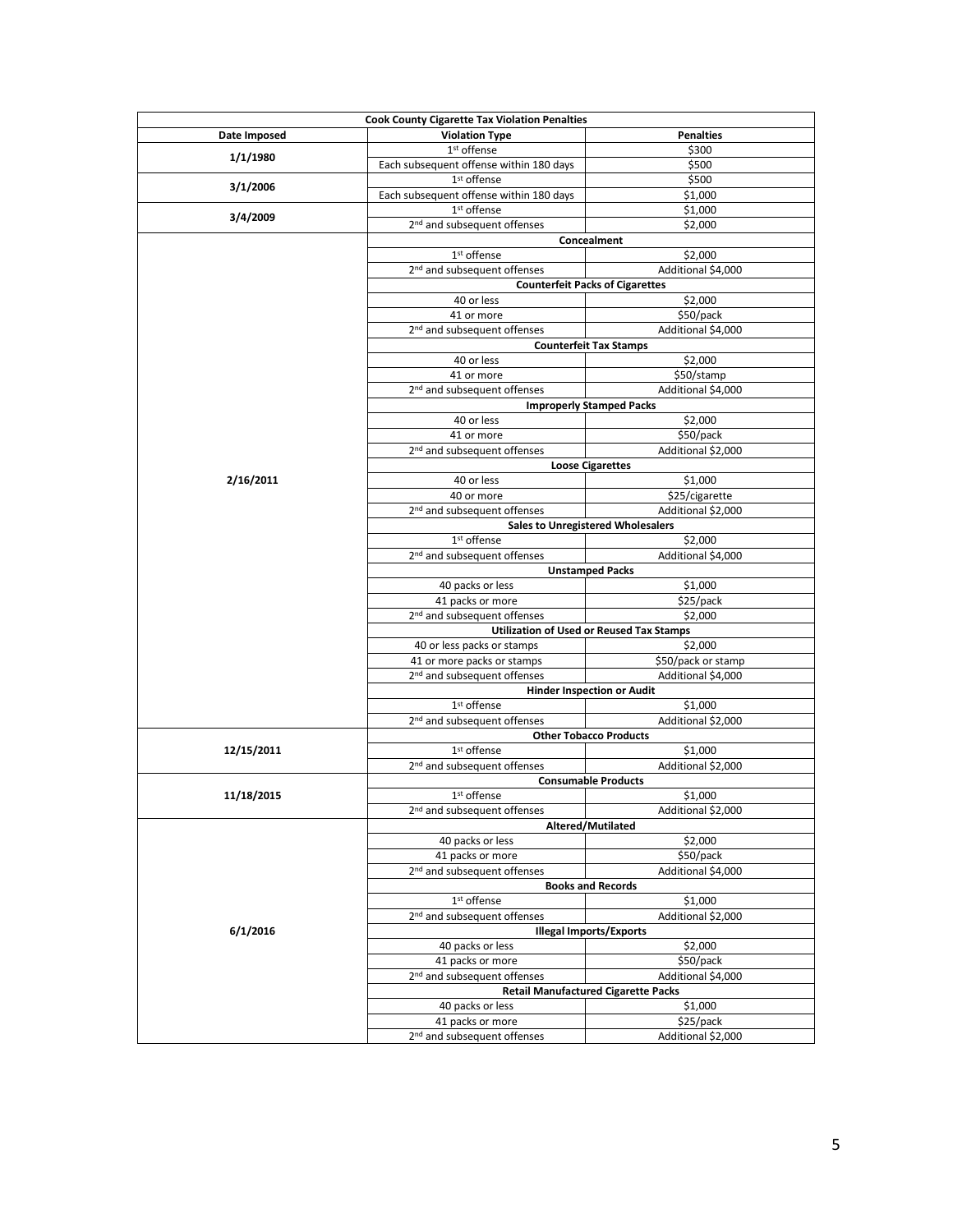| Cook County Cigarette Tax Violation Penalties | | |
|---|---|---|
| **Date Imposed** | **Violation Type** | **Penalties** |
| **1/1/1980** | 1st offense | $300 |
| | Each subsequent offense within 180 days | $500 |
| **3/1/2006** | 1st offense | $500 |
| | Each subsequent offense within 180 days | $1,000 |
| **3/4/2009** | 1st offense | $1,000 |
| | 2nd and subsequent offenses | $2,000 |
| **2/16/2011** | **Concealment** | |
| | 1st offense | $2,000 |
| | 2nd and subsequent offenses | Additional $4,000 |
| | **Counterfeit Packs of Cigarettes** | |
| | 40 or less | $2,000 |
| | 41 or more | $50/pack |
| | 2nd and subsequent offenses | Additional $4,000 |
| | **Counterfeit Tax Stamps** | |
| | 40 or less | $2,000 |
| | 41 or more | $50/stamp |
| | 2nd and subsequent offenses | Additional $4,000 |
| | **Improperly Stamped Packs** | |
| | 40 or less | $2,000 |
| | 41 or more | $50/pack |
| | 2nd and subsequent offenses | Additional $2,000 |
| | **Loose Cigarettes** | |
| | 40 or less | $1,000 |
| | 40 or more | $25/cigarette |
| | 2nd and subsequent offenses | Additional $2,000 |
| | **Sales to Unregistered Wholesalers** | |
| | 1st offense | $2,000 |
| | 2nd and subsequent offenses | Additional $4,000 |
| | **Unstamped Packs** | |
| | 40 packs or less | $1,000 |
| | 41 packs or more | $25/pack |
| | 2nd and subsequent offenses | $2,000 |
| | **Utilization of Used or Reused Tax Stamps** | |
| | 40 or less packs or stamps | $2,000 |
| | 41 or more packs or stamps | $50/pack or stamp |
| | 2nd and subsequent offenses | Additional $4,000 |
| | **Hinder Inspection or Audit** | |
| | 1st offense | $1,000 |
| | 2nd and subsequent offenses | Additional $2,000 |
| **12/15/2011** | **Other Tobacco Products** | |
| | 1st offense | $1,000 |
| | 2nd and subsequent offenses | Additional $2,000 |
| **11/18/2015** | **Consumable Products** | |
| | 1st offense | $1,000 |
| | 2nd and subsequent offenses | Additional $2,000 |
| **6/1/2016** | **Altered/Mutilated** | |
| | 40 packs or less | $2,000 |
| | 41 packs or more | $50/pack |
| | 2nd and subsequent offenses | Additional $4,000 |
| | **Books and Records** | |
| | 1st offense | $1,000 |
| | 2nd and subsequent offenses | Additional $2,000 |
| | **Illegal Imports/Exports** | |
| | 40 packs or less | $2,000 |
| | 41 packs or more | $50/pack |
| | 2nd and subsequent offenses | Additional $4,000 |
| | **Retail Manufactured Cigarette Packs** | |
| | 40 packs or less | $1,000 |
| | 41 packs or more | $25/pack |
| | 2nd and subsequent offenses | Additional $2,000 |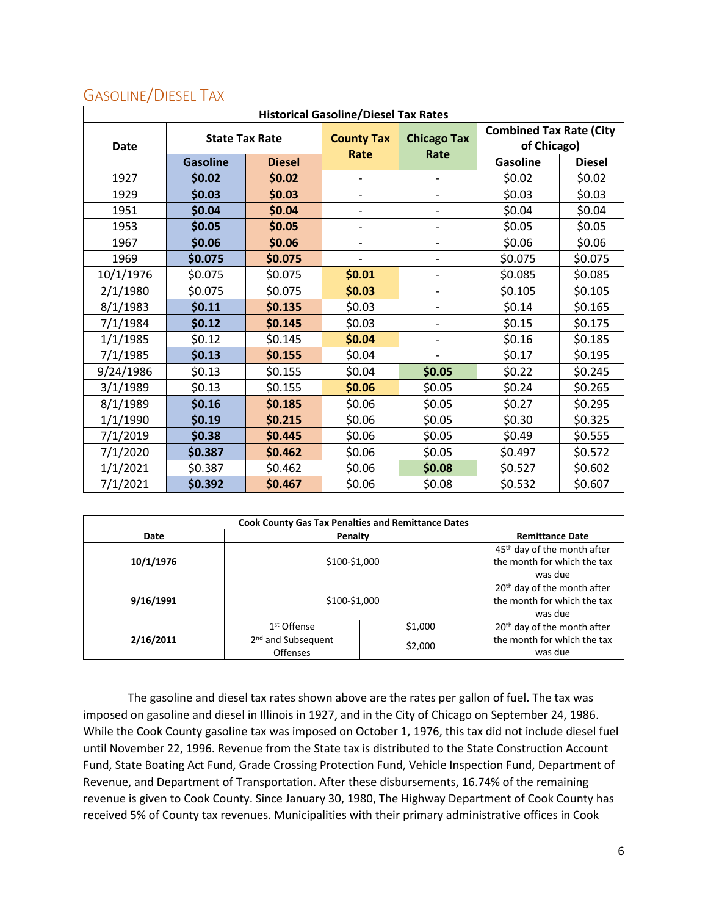## Gasoline/Diesel Tax

| Historical Gasoline/Diesel Tax Rates | | | | | | |
|---|---|---|---|---|---|---|
| Date | State Tax Rate | | County Tax Rate | Chicago Tax Rate | Combined Tax Rate (City of Chicago) | |
| | Gasoline | Diesel | | | Gasoline | Diesel |
| 1927 | **$0.02** | **$0.02** | - | - | $0.02 | $0.02 |
| 1929 | **$0.03** | **$0.03** | - | - | $0.03 | $0.03 |
| 1951 | **$0.04** | **$0.04** | - | - | $0.04 | $0.04 |
| 1953 | **$0.05** | **$0.05** | - | - | $0.05 | $0.05 |
| 1967 | **$0.06** | **$0.06** | - | - | $0.06 | $0.06 |
| 1969 | **$0.075** | **$0.075** | - | - | $0.075 | $0.075 |
| 10/1/1976 | $0.075 | $0.075 | **$0.01** | - | $0.085 | $0.085 |
| 2/1/1980 | $0.075 | $0.075 | **$0.03** | - | $0.105 | $0.105 |
| 8/1/1983 | **$0.11** | **$0.135** | $0.03 | - | $0.14 | $0.165 |
| 7/1/1984 | **$0.12** | **$0.145** | $0.03 | - | $0.15 | $0.175 |
| 1/1/1985 | $0.12 | $0.145 | **$0.04** | - | $0.16 | $0.185 |
| 7/1/1985 | **$0.13** | **$0.155** | $0.04 | - | $0.17 | $0.195 |
| 9/24/1986 | $0.13 | $0.155 | $0.04 | **$0.05** | $0.22 | $0.245 |
| 3/1/1989 | $0.13 | $0.155 | **$0.06** | $0.05 | $0.24 | $0.265 |
| 8/1/1989 | **$0.16** | **$0.185** | $0.06 | $0.05 | $0.27 | $0.295 |
| 1/1/1990 | **$0.19** | **$0.215** | $0.06 | $0.05 | $0.30 | $0.325 |
| 7/1/2019 | **$0.38** | **$0.445** | $0.06 | $0.05 | $0.49 | $0.555 |
| 7/1/2020 | **$0.387** | **$0.462** | $0.06 | $0.05 | $0.497 | $0.572 |
| 1/1/2021 | $0.387 | $0.462 | $0.06 | **$0.08** | $0.527 | $0.602 |
| 7/1/2021 | **$0.392** | **$0.467** | $0.06 | $0.08 | $0.532 | $0.607 |

| Cook County Gas Tax Penalties and Remittance Dates | | | |
|---|---|---|---|
| Date | Penalty | | Remittance Date |
| **10/1/1976** | $100-$1,000 | | 45th day of the month after the month for which the tax was due |
| **9/16/1991** | $100-$1,000 | | 20th day of the month after the month for which the tax was due |
| **2/16/2011** | 1st Offense | $1,000 | 20th day of the month after the month for which the tax was due |
| | 2nd and Subsequent Offenses | $2,000 | |

The gasoline and diesel tax rates shown above are the rates per gallon of fuel. The tax was imposed on gasoline and diesel in Illinois in 1927, and in the City of Chicago on September 24, 1986. While the Cook County gasoline tax was imposed on October 1, 1976, this tax did not include diesel fuel until November 22, 1996. Revenue from the State tax is distributed to the State Construction Account Fund, State Boating Act Fund, Grade Crossing Protection Fund, Vehicle Inspection Fund, Department of Revenue, and Department of Transportation. After these disbursements, 16.74% of the remaining revenue is given to Cook County. Since January 30, 1980, The Highway Department of Cook County has received 5% of County tax revenues. Municipalities with their primary administrative offices in Cook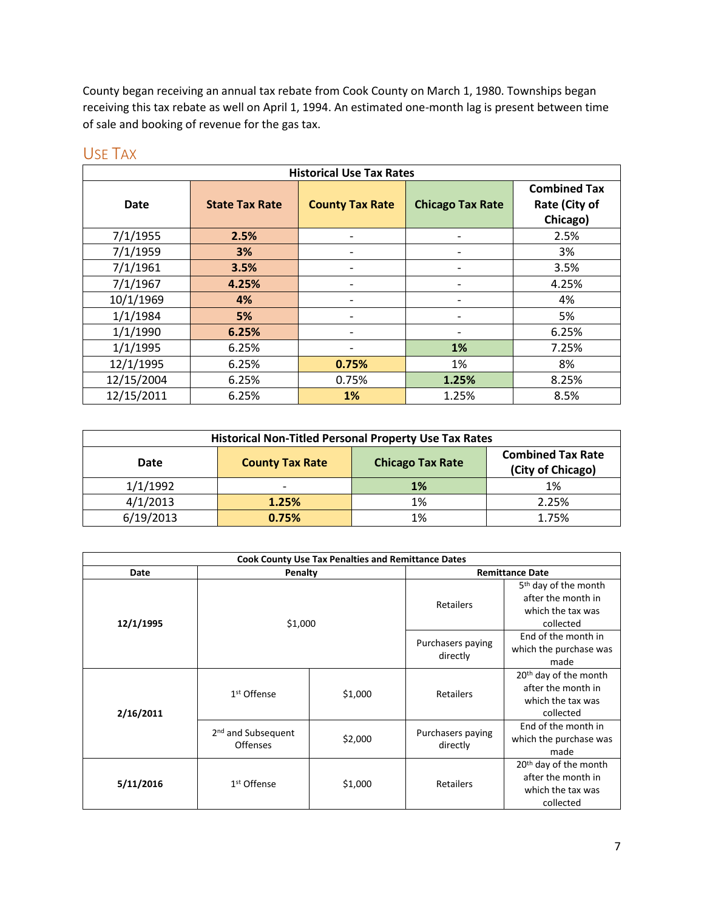County began receiving an annual tax rebate from Cook County on March 1, 1980. Townships began receiving this tax rebate as well on April 1, 1994. An estimated one-month lag is present between time of sale and booking of revenue for the gas tax.

## Use Tax

| Historical Use Tax Rates | | | | |
|---|---|---|---|---|
| **Date** | **State Tax Rate** | **County Tax Rate** | **Chicago Tax Rate** | **Combined Tax Rate (City of Chicago)** |
| 7/1/1955 | **2.5%** | - | - | 2.5% |
| 7/1/1959 | **3%** | - | - | 3% |
| 7/1/1961 | **3.5%** | - | - | 3.5% |
| 7/1/1967 | **4.25%** | - | - | 4.25% |
| 10/1/1969 | **4%** | - | - | 4% |
| 1/1/1984 | **5%** | - | - | 5% |
| 1/1/1990 | **6.25%** | - | - | 6.25% |
| 1/1/1995 | 6.25% | - | **1%** | 7.25% |
| 12/1/1995 | 6.25% | **0.75%** | 1% | 8% |
| 12/15/2004 | 6.25% | 0.75% | **1.25%** | 8.25% |
| 12/15/2011 | 6.25% | **1%** | 1.25% | 8.5% |

| Historical Non-Titled Personal Property Use Tax Rates | | | |
|---|---|---|---|
| **Date** | **County Tax Rate** | **Chicago Tax Rate** | **Combined Tax Rate (City of Chicago)** |
| 1/1/1992 | - | **1%** | 1% |
| 4/1/2013 | **1.25%** | 1% | 2.25% |
| 6/19/2013 | **0.75%** | 1% | 1.75% |

| Cook County Use Tax Penalties and Remittance Dates | | | | |
|---|---|---|---|---|
| **Date** | **Penalty** | | **Remittance Date** | |
| **12/1/1995** | $1,000 | | Retailers | 5th day of the month after the month in which the tax was collected |
| | | | Purchasers paying directly | End of the month in which the purchase was made |
| **2/16/2011** | 1st Offense | $1,000 | Retailers | 20th day of the month after the month in which the tax was collected |
| | 2nd and Subsequent Offenses | $2,000 | Purchasers paying directly | End of the month in which the purchase was made |
| **5/11/2016** | 1st Offense | $1,000 | Retailers | 20th day of the month after the month in which the tax was collected |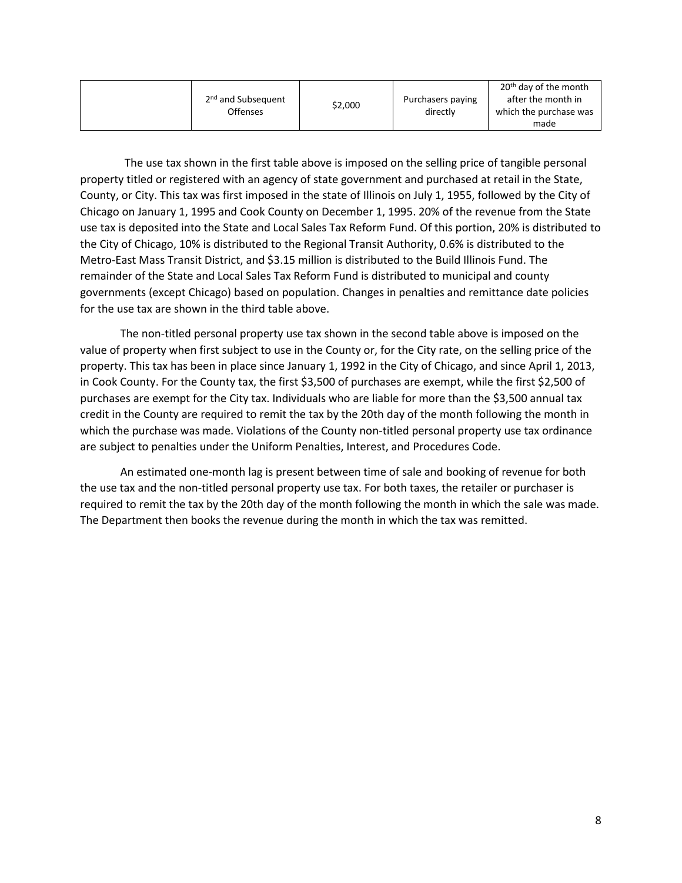|  | 2nd and Subsequent Offenses | \$2,000 | Purchasers paying directly | 20th day of the month after the month in which the purchase was made |
|---|---|---|---|---|

The use tax shown in the first table above is imposed on the selling price of tangible personal property titled or registered with an agency of state government and purchased at retail in the State, County, or City. This tax was first imposed in the state of Illinois on July 1, 1955, followed by the City of Chicago on January 1, 1995 and Cook County on December 1, 1995. 20% of the revenue from the State use tax is deposited into the State and Local Sales Tax Reform Fund. Of this portion, 20% is distributed to the City of Chicago, 10% is distributed to the Regional Transit Authority, 0.6% is distributed to the Metro-East Mass Transit District, and \$3.15 million is distributed to the Build Illinois Fund. The remainder of the State and Local Sales Tax Reform Fund is distributed to municipal and county governments (except Chicago) based on population. Changes in penalties and remittance date policies for the use tax are shown in the third table above.

The non-titled personal property use tax shown in the second table above is imposed on the value of property when first subject to use in the County or, for the City rate, on the selling price of the property. This tax has been in place since January 1, 1992 in the City of Chicago, and since April 1, 2013, in Cook County. For the County tax, the first \$3,500 of purchases are exempt, while the first \$2,500 of purchases are exempt for the City tax. Individuals who are liable for more than the \$3,500 annual tax credit in the County are required to remit the tax by the 20th day of the month following the month in which the purchase was made. Violations of the County non-titled personal property use tax ordinance are subject to penalties under the Uniform Penalties, Interest, and Procedures Code.

An estimated one-month lag is present between time of sale and booking of revenue for both the use tax and the non-titled personal property use tax. For both taxes, the retailer or purchaser is required to remit the tax by the 20th day of the month following the month in which the sale was made. The Department then books the revenue during the month in which the tax was remitted.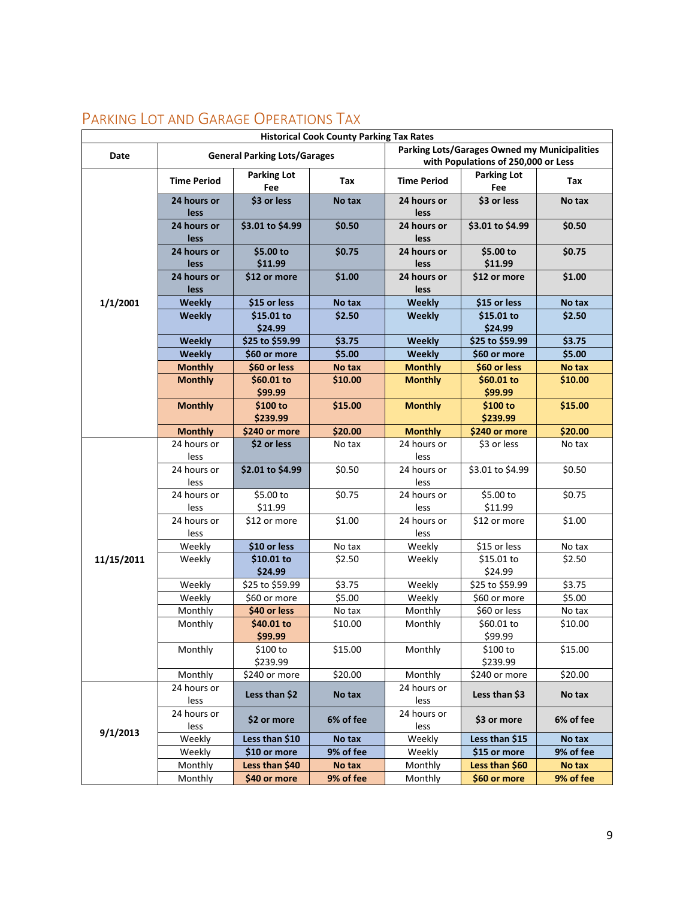## Parking Lot and Garage Operations Tax

| Historical Cook County Parking Tax Rates | | | | | | |
|---|---|---|---|---|---|---|
| Date | General Parking Lots/Garages | | | Parking Lots/Garages Owned my Municipalities with Populations of 250,000 or Less | | |
| | Time Period | Parking Lot Fee | Tax | Time Period | Parking Lot Fee | Tax |
| 1/1/2001 | 24 hours or less | $3 or less | No tax | 24 hours or less | $3 or less | No tax |
| | 24 hours or less | $3.01 to $4.99 | $0.50 | 24 hours or less | $3.01 to $4.99 | $0.50 |
| | 24 hours or less | $5.00 to $11.99 | $0.75 | 24 hours or less | $5.00 to $11.99 | $0.75 |
| | 24 hours or less | $12 or more | $1.00 | 24 hours or less | $12 or more | $1.00 |
| | Weekly | $15 or less | No tax | Weekly | $15 or less | No tax |
| | Weekly | $15.01 to $24.99 | $2.50 | Weekly | $15.01 to $24.99 | $2.50 |
| | Weekly | $25 to $59.99 | $3.75 | Weekly | $25 to $59.99 | $3.75 |
| | Weekly | $60 or more | $5.00 | Weekly | $60 or more | $5.00 |
| | Monthly | $60 or less | No tax | Monthly | $60 or less | No tax |
| | Monthly | $60.01 to $99.99 | $10.00 | Monthly | $60.01 to $99.99 | $10.00 |
| | Monthly | $100 to $239.99 | $15.00 | Monthly | $100 to $239.99 | $15.00 |
| | Monthly | $240 or more | $20.00 | Monthly | $240 or more | $20.00 |
| 11/15/2011 | 24 hours or less | **$2 or less** | No tax | 24 hours or less | $3 or less | No tax |
| | 24 hours or less | **$2.01 to $4.99** | $0.50 | 24 hours or less | $3.01 to $4.99 | $0.50 |
| | 24 hours or less | $5.00 to $11.99 | $0.75 | 24 hours or less | $5.00 to $11.99 | $0.75 |
| | 24 hours or less | $12 or more | $1.00 | 24 hours or less | $12 or more | $1.00 |
| | Weekly | **$10 or less** | No tax | Weekly | $15 or less | No tax |
| | Weekly | **$10.01 to $24.99** | $2.50 | Weekly | $15.01 to $24.99 | $2.50 |
| | Weekly | $25 to $59.99 | $3.75 | Weekly | $25 to $59.99 | $3.75 |
| | Weekly | $60 or more | $5.00 | Weekly | $60 or more | $5.00 |
| | Monthly | **$40 or less** | No tax | Monthly | $60 or less | No tax |
| | Monthly | **$40.01 to $99.99** | $10.00 | Monthly | $60.01 to $99.99 | $10.00 |
| | Monthly | $100 to $239.99 | $15.00 | Monthly | $100 to $239.99 | $15.00 |
| | Monthly | $240 or more | $20.00 | Monthly | $240 or more | $20.00 |
| 9/1/2013 | 24 hours or less | **Less than $2** | **No tax** | 24 hours or less | **Less than $3** | **No tax** |
| | 24 hours or less | **$2 or more** | **6% of fee** | 24 hours or less | **$3 or more** | **6% of fee** |
| | Weekly | **Less than $10** | **No tax** | Weekly | **Less than $15** | **No tax** |
| | Weekly | **$10 or more** | **9% of fee** | Weekly | **$15 or more** | **9% of fee** |
| | Monthly | **Less than $40** | **No tax** | Monthly | **Less than $60** | **No tax** |
| | Monthly | **$40 or more** | **9% of fee** | Monthly | **$60 or more** | **9% of fee** |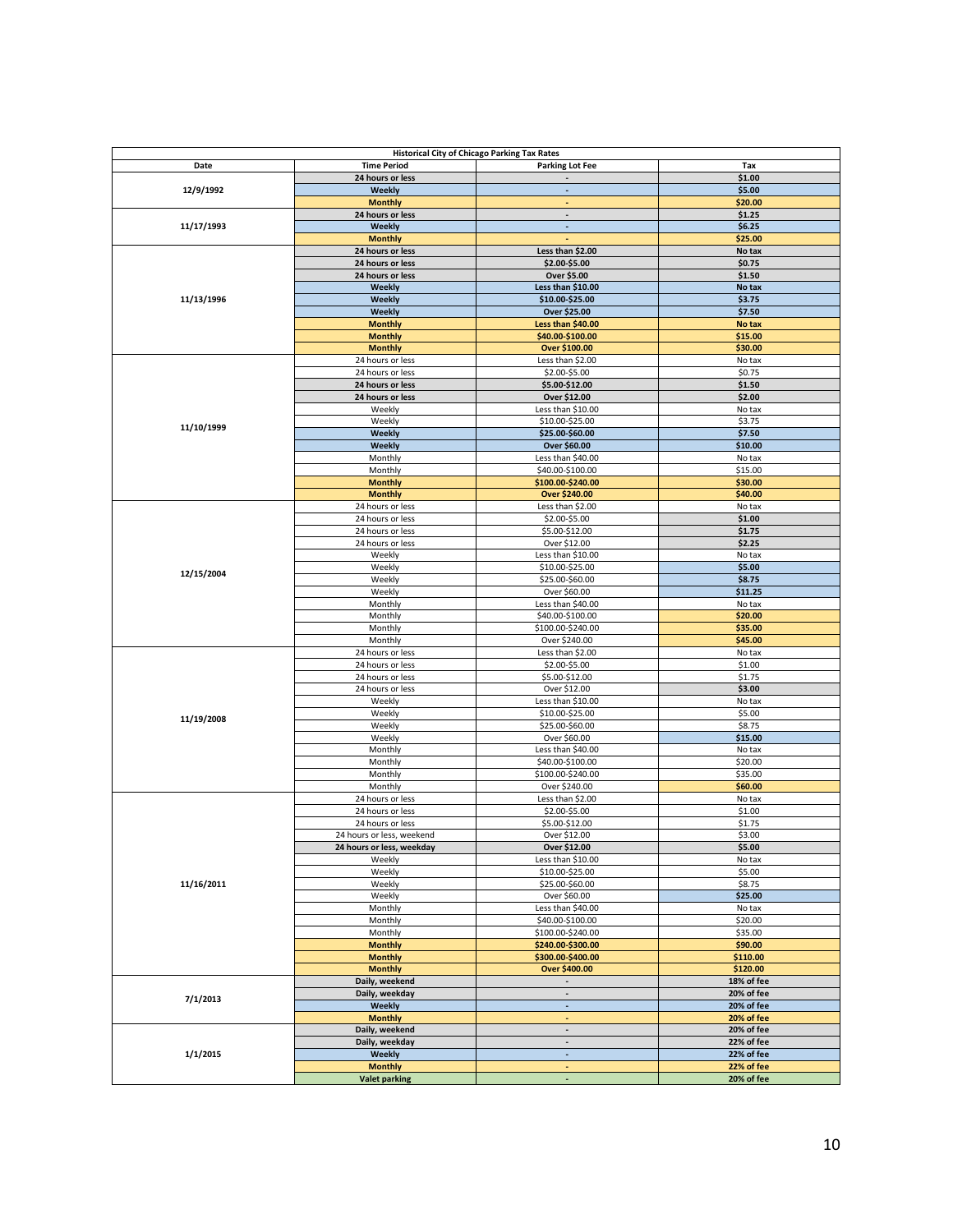| Historical City of Chicago Parking Tax Rates | | | |
|---|---|---|---|
| **Date** | **Time Period** | **Parking Lot Fee** | **Tax** |
| 12/9/1992 | **24 hours or less** | - | **$1.00** |
| | **Weekly** | - | **$5.00** |
| | **Monthly** | - | **$20.00** |
| 11/17/1993 | **24 hours or less** | - | **$1.25** |
| | **Weekly** | - | **$6.25** |
| | **Monthly** | - | **$25.00** |
| 11/13/1996 | **24 hours or less** | **Less than $2.00** | **No tax** |
| | **24 hours or less** | **$2.00-$5.00** | **$0.75** |
| | **24 hours or less** | **Over $5.00** | **$1.50** |
| | **Weekly** | **Less than $10.00** | **No tax** |
| | **Weekly** | **$10.00-$25.00** | **$3.75** |
| | **Weekly** | **Over $25.00** | **$7.50** |
| | **Monthly** | **Less than $40.00** | **No tax** |
| | **Monthly** | **$40.00-$100.00** | **$15.00** |
| | **Monthly** | **Over $100.00** | **$30.00** |
| 11/10/1999 | 24 hours or less | Less than $2.00 | No tax |
| | 24 hours or less | $2.00-$5.00 | $0.75 |
| | **24 hours or less** | **$5.00-$12.00** | **$1.50** |
| | **24 hours or less** | **Over $12.00** | **$2.00** |
| | Weekly | Less than $10.00 | No tax |
| | Weekly | $10.00-$25.00 | $3.75 |
| | **Weekly** | **$25.00-$60.00** | **$7.50** |
| | **Weekly** | **Over $60.00** | **$10.00** |
| | Monthly | Less than $40.00 | No tax |
| | Monthly | $40.00-$100.00 | $15.00 |
| | **Monthly** | **$100.00-$240.00** | **$30.00** |
| | **Monthly** | **Over $240.00** | **$40.00** |
| 12/15/2004 | 24 hours or less | Less than $2.00 | No tax |
| | 24 hours or less | $2.00-$5.00 | **$1.00** |
| | 24 hours or less | $5.00-$12.00 | **$1.75** |
| | 24 hours or less | Over $12.00 | **$2.25** |
| | Weekly | Less than $10.00 | No tax |
| | Weekly | $10.00-$25.00 | **$5.00** |
| | Weekly | $25.00-$60.00 | **$8.75** |
| | Weekly | Over $60.00 | **$11.25** |
| | Monthly | Less than $40.00 | No tax |
| | Monthly | $40.00-$100.00 | **$20.00** |
| | Monthly | $100.00-$240.00 | **$35.00** |
| | Monthly | Over $240.00 | **$45.00** |
| 11/19/2008 | 24 hours or less | Less than $2.00 | No tax |
| | 24 hours or less | $2.00-$5.00 | $1.00 |
| | 24 hours or less | $5.00-$12.00 | $1.75 |
| | 24 hours or less | Over $12.00 | **$3.00** |
| | Weekly | Less than $10.00 | No tax |
| | Weekly | $10.00-$25.00 | $5.00 |
| | Weekly | $25.00-$60.00 | $8.75 |
| | Weekly | Over $60.00 | **$15.00** |
| | Monthly | Less than $40.00 | No tax |
| | Monthly | $40.00-$100.00 | $20.00 |
| | Monthly | $100.00-$240.00 | $35.00 |
| | Monthly | Over $240.00 | **$60.00** |
| 11/16/2011 | 24 hours or less | Less than $2.00 | No tax |
| | 24 hours or less | $2.00-$5.00 | $1.00 |
| | 24 hours or less | $5.00-$12.00 | $1.75 |
| | 24 hours or less, weekend | Over $12.00 | $3.00 |
| | **24 hours or less, weekday** | **Over $12.00** | **$5.00** |
| | Weekly | Less than $10.00 | No tax |
| | Weekly | $10.00-$25.00 | $5.00 |
| | Weekly | $25.00-$60.00 | $8.75 |
| | Weekly | Over $60.00 | **$25.00** |
| | Monthly | Less than $40.00 | No tax |
| | Monthly | $40.00-$100.00 | $20.00 |
| | Monthly | $100.00-$240.00 | $35.00 |
| | **Monthly** | **$240.00-$300.00** | **$90.00** |
| | **Monthly** | **$300.00-$400.00** | **$110.00** |
| | **Monthly** | **Over $400.00** | **$120.00** |
| 7/1/2013 | **Daily, weekend** | - | **18% of fee** |
| | **Daily, weekday** | - | **20% of fee** |
| | **Weekly** | - | **20% of fee** |
| | **Monthly** | - | **20% of fee** |
| 1/1/2015 | **Daily, weekend** | - | **20% of fee** |
| | **Daily, weekday** | - | **22% of fee** |
| | **Weekly** | - | **22% of fee** |
| | **Monthly** | - | **22% of fee** |
| | **Valet parking** | - | **20% of fee** |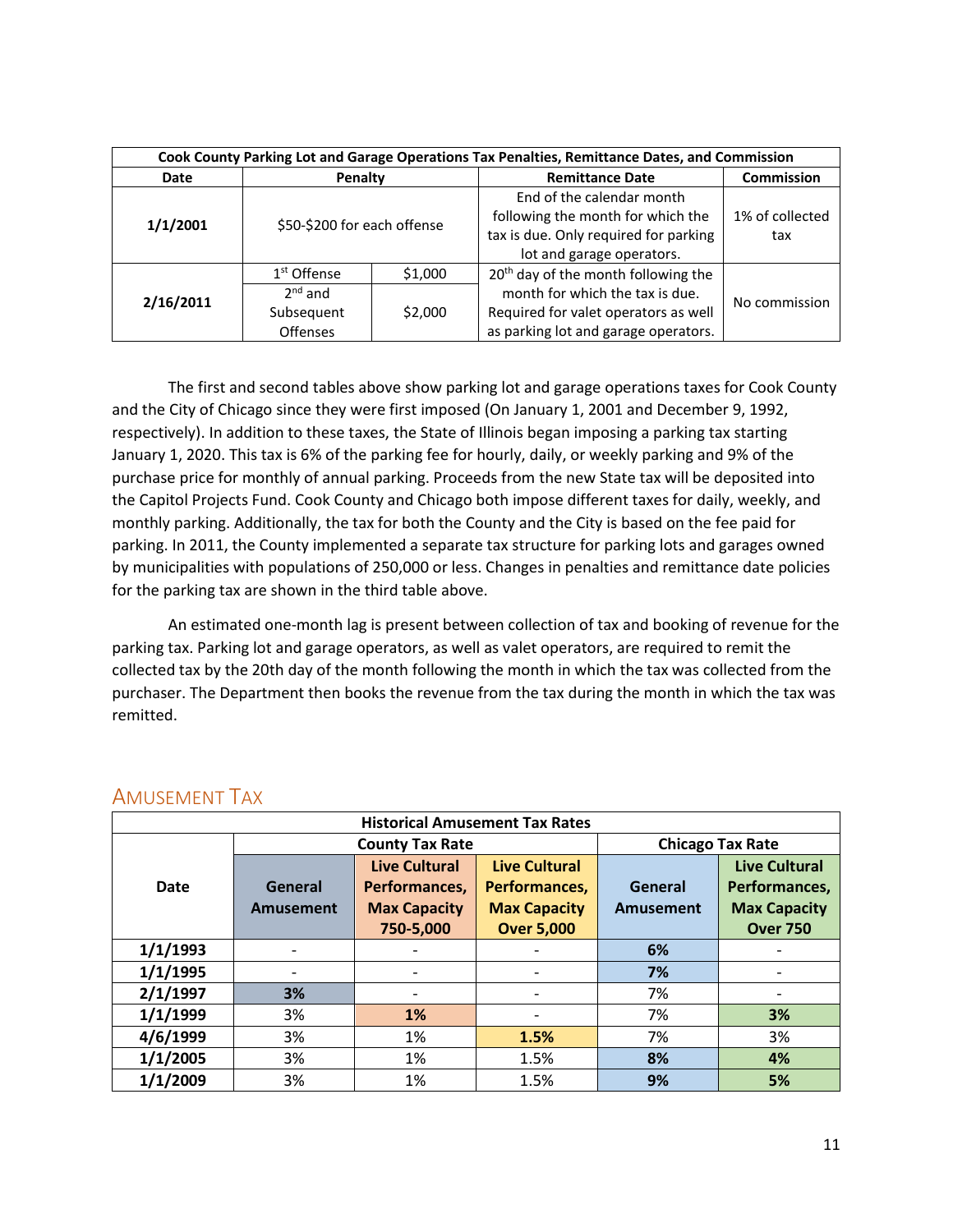| Cook County Parking Lot and Garage Operations Tax Penalties, Remittance Dates, and Commission | | | | |
|---|---|---|---|---|
| Date | Penalty | | Remittance Date | Commission |
| 1/1/2001 | $50-$200 for each offense | | End of the calendar month following the month for which the tax is due. Only required for parking lot and garage operators. | 1% of collected tax |
| 2/16/2011 | 1st Offense | $1,000 | 20th day of the month following the month for which the tax is due. Required for valet operators as well as parking lot and garage operators. | No commission |
| | 2nd and Subsequent Offenses | $2,000 | | |

The first and second tables above show parking lot and garage operations taxes for Cook County and the City of Chicago since they were first imposed (On January 1, 2001 and December 9, 1992, respectively). In addition to these taxes, the State of Illinois began imposing a parking tax starting January 1, 2020. This tax is 6% of the parking fee for hourly, daily, or weekly parking and 9% of the purchase price for monthly of annual parking. Proceeds from the new State tax will be deposited into the Capitol Projects Fund. Cook County and Chicago both impose different taxes for daily, weekly, and monthly parking. Additionally, the tax for both the County and the City is based on the fee paid for parking. In 2011, the County implemented a separate tax structure for parking lots and garages owned by municipalities with populations of 250,000 or less. Changes in penalties and remittance date policies for the parking tax are shown in the third table above.

An estimated one-month lag is present between collection of tax and booking of revenue for the parking tax. Parking lot and garage operators, as well as valet operators, are required to remit the collected tax by the 20th day of the month following the month in which the tax was collected from the purchaser. The Department then books the revenue from the tax during the month in which the tax was remitted.

## Amusement Tax

| Historical Amusement Tax Rates | | | | | |
|---|---|---|---|---|---|
| Date | County Tax Rate | | | Chicago Tax Rate | |
| | General Amusement | Live Cultural Performances, Max Capacity 750-5,000 | Live Cultural Performances, Max Capacity Over 5,000 | General Amusement | Live Cultural Performances, Max Capacity Over 750 |
| 1/1/1993 | - | - | - | **6%** | - |
| 1/1/1995 | - | - | - | **7%** | - |
| 2/1/1997 | **3%** | - | - | 7% | - |
| 1/1/1999 | 3% | **1%** | - | 7% | **3%** |
| 4/6/1999 | 3% | 1% | **1.5%** | 7% | 3% |
| 1/1/2005 | 3% | 1% | 1.5% | **8%** | **4%** |
| 1/1/2009 | 3% | 1% | 1.5% | **9%** | **5%** |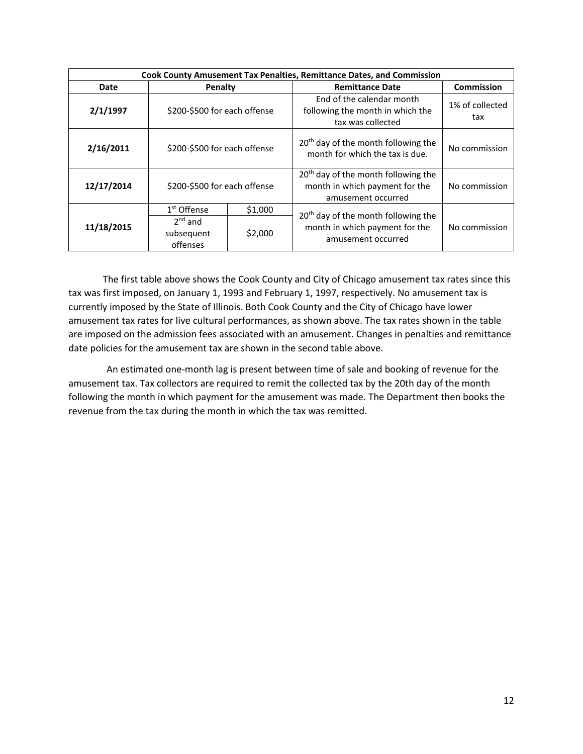| Cook County Amusement Tax Penalties, Remittance Dates, and Commission | | | | |
|---|---|---|---|---|
| **Date** | **Penalty** | | **Remittance Date** | **Commission** |
| **2/1/1997** | $200-$500 for each offense | | End of the calendar month following the month in which the tax was collected | 1% of collected tax |
| **2/16/2011** | $200-$500 for each offense | | 20th day of the month following the month for which the tax is due. | No commission |
| **12/17/2014** | $200-$500 for each offense | | 20th day of the month following the month in which payment for the amusement occurred | No commission |
| **11/18/2015** | 1st Offense | $1,000 | 20th day of the month following the month in which payment for the amusement occurred | No commission |
| | 2nd and subsequent offenses | $2,000 | | |

The first table above shows the Cook County and City of Chicago amusement tax rates since this tax was first imposed, on January 1, 1993 and February 1, 1997, respectively. No amusement tax is currently imposed by the State of Illinois. Both Cook County and the City of Chicago have lower amusement tax rates for live cultural performances, as shown above. The tax rates shown in the table are imposed on the admission fees associated with an amusement. Changes in penalties and remittance date policies for the amusement tax are shown in the second table above.

An estimated one-month lag is present between time of sale and booking of revenue for the amusement tax. Tax collectors are required to remit the collected tax by the 20th day of the month following the month in which payment for the amusement was made. The Department then books the revenue from the tax during the month in which the tax was remitted.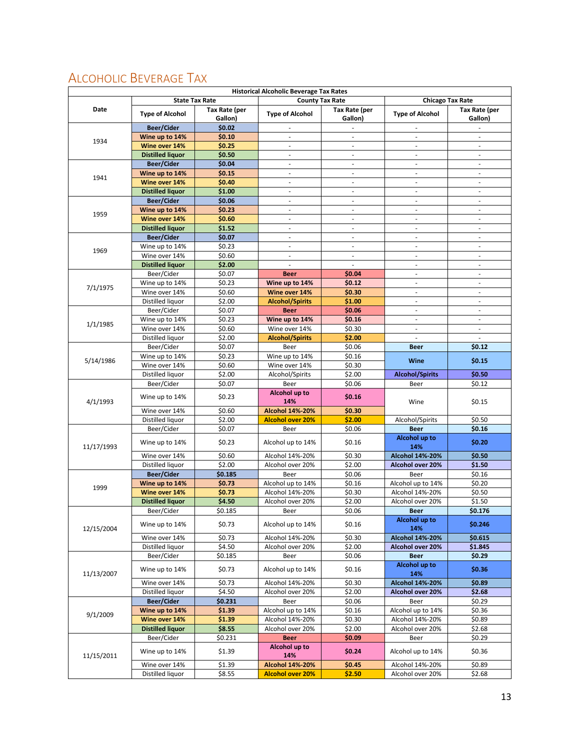# Alcoholic Beverage Tax

| Historical Alcoholic Beverage Tax Rates | | | | | | |
|---|---|---|---|---|---|---|
| Date | State Tax Rate | | County Tax Rate | | Chicago Tax Rate | |
| | Type of Alcohol | Tax Rate (per Gallon) | Type of Alcohol | Tax Rate (per Gallon) | Type of Alcohol | Tax Rate (per Gallon) |
| 1934 | **Beer/Cider** | **$0.02** | - | - | - | - |
| | **Wine up to 14%** | **$0.10** | - | - | - | - |
| | **Wine over 14%** | **$0.25** | - | - | - | - |
| | **Distilled liquor** | **$0.50** | - | - | - | - |
| 1941 | **Beer/Cider** | **$0.04** | - | - | - | - |
| | **Wine up to 14%** | **$0.15** | - | - | - | - |
| | **Wine over 14%** | **$0.40** | - | - | - | - |
| | **Distilled liquor** | **$1.00** | - | - | - | - |
| 1959 | **Beer/Cider** | **$0.06** | - | - | - | - |
| | **Wine up to 14%** | **$0.23** | - | - | - | - |
| | **Wine over 14%** | **$0.60** | - | - | - | - |
| | **Distilled liquor** | **$1.52** | - | - | - | - |
| 1969 | **Beer/Cider** | **$0.07** | - | - | - | - |
| | Wine up to 14% | $0.23 | - | - | - | - |
| | Wine over 14% | $0.60 | - | - | - | - |
| | **Distilled liquor** | **$2.00** | - | - | - | - |
| 7/1/1975 | Beer/Cider | $0.07 | **Beer** | **$0.04** | - | - |
| | Wine up to 14% | $0.23 | **Wine up to 14%** | **$0.12** | - | - |
| | Wine over 14% | $0.60 | **Wine over 14%** | **$0.30** | - | - |
| | Distilled liquor | $2.00 | **Alcohol/Spirits** | **$1.00** | - | - |
| 1/1/1985 | Beer/Cider | $0.07 | **Beer** | **$0.06** | - | - |
| | Wine up to 14% | $0.23 | **Wine up to 14%** | **$0.16** | - | - |
| | Wine over 14% | $0.60 | Wine over 14% | $0.30 | - | - |
| | Distilled liquor | $2.00 | **Alcohol/Spirits** | **$2.00** | - | - |
| 5/14/1986 | Beer/Cider | $0.07 | Beer | $0.06 | **Beer** | **$0.12** |
| | Wine up to 14% | $0.23 | Wine up to 14% | $0.16 | **Wine** | **$0.15** |
| | Wine over 14% | $0.60 | Wine over 14% | $0.30 | | |
| | Distilled liquor | $2.00 | Alcohol/Spirits | $2.00 | **Alcohol/Spirits** | **$0.50** |
| 4/1/1993 | Beer/Cider | $0.07 | Beer | $0.06 | Beer | $0.12 |
| | Wine up to 14% | $0.23 | **Alcohol up to 14%** | **$0.16** | Wine | $0.15 |
| | Wine over 14% | $0.60 | **Alcohol 14%-20%** | **$0.30** | | |
| | Distilled liquor | $2.00 | **Alcohol over 20%** | **$2.00** | Alcohol/Spirits | $0.50 |
| 11/17/1993 | Beer/Cider | $0.07 | Beer | $0.06 | **Beer** | **$0.16** |
| | Wine up to 14% | $0.23 | Alcohol up to 14% | $0.16 | **Alcohol up to 14%** | **$0.20** |
| | Wine over 14% | $0.60 | Alcohol 14%-20% | $0.30 | **Alcohol 14%-20%** | **$0.50** |
| | Distilled liquor | $2.00 | Alcohol over 20% | $2.00 | **Alcohol over 20%** | **$1.50** |
| 1999 | **Beer/Cider** | **$0.185** | Beer | $0.06 | Beer | $0.16 |
| | **Wine up to 14%** | **$0.73** | Alcohol up to 14% | $0.16 | Alcohol up to 14% | $0.20 |
| | **Wine over 14%** | **$0.73** | Alcohol 14%-20% | $0.30 | Alcohol 14%-20% | $0.50 |
| | **Distilled liquor** | **$4.50** | Alcohol over 20% | $2.00 | Alcohol over 20% | $1.50 |
| 12/15/2004 | Beer/Cider | $0.185 | Beer | $0.06 | **Beer** | **$0.176** |
| | Wine up to 14% | $0.73 | Alcohol up to 14% | $0.16 | **Alcohol up to 14%** | **$0.246** |
| | Wine over 14% | $0.73 | Alcohol 14%-20% | $0.30 | **Alcohol 14%-20%** | **$0.615** |
| | Distilled liquor | $4.50 | Alcohol over 20% | $2.00 | **Alcohol over 20%** | **$1.845** |
| 11/13/2007 | Beer/Cider | $0.185 | Beer | $0.06 | **Beer** | **$0.29** |
| | Wine up to 14% | $0.73 | Alcohol up to 14% | $0.16 | **Alcohol up to 14%** | **$0.36** |
| | Wine over 14% | $0.73 | Alcohol 14%-20% | $0.30 | **Alcohol 14%-20%** | **$0.89** |
| | Distilled liquor | $4.50 | Alcohol over 20% | $2.00 | **Alcohol over 20%** | **$2.68** |
| 9/1/2009 | **Beer/Cider** | **$0.231** | Beer | $0.06 | Beer | $0.29 |
| | **Wine up to 14%** | **$1.39** | Alcohol up to 14% | $0.16 | Alcohol up to 14% | $0.36 |
| | **Wine over 14%** | **$1.39** | Alcohol 14%-20% | $0.30 | Alcohol 14%-20% | $0.89 |
| | **Distilled liquor** | **$8.55** | Alcohol over 20% | $2.00 | Alcohol over 20% | $2.68 |
| 11/15/2011 | Beer/Cider | $0.231 | **Beer** | **$0.09** | Beer | $0.29 |
| | Wine up to 14% | $1.39 | **Alcohol up to 14%** | **$0.24** | Alcohol up to 14% | $0.36 |
| | Wine over 14% | $1.39 | **Alcohol 14%-20%** | **$0.45** | Alcohol 14%-20% | $0.89 |
| | Distilled liquor | $8.55 | **Alcohol over 20%** | **$2.50** | Alcohol over 20% | $2.68 |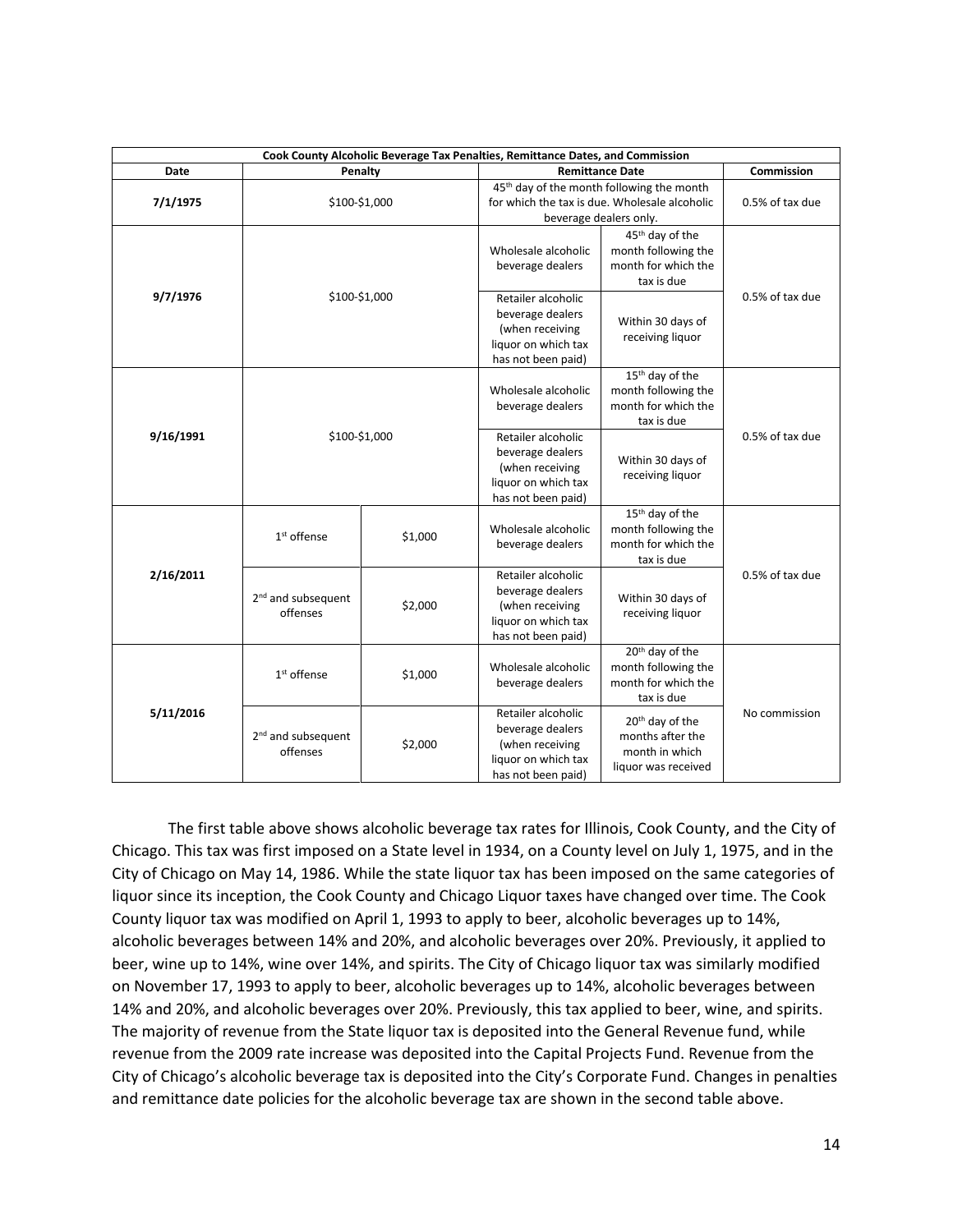| Cook County Alcoholic Beverage Tax Penalties, Remittance Dates, and Commission | | | | | |
|---|---|---|---|---|---|
| Date | Penalty | | Remittance Date | | Commission |
| 7/1/1975 | $100-$1,000 | | 45th day of the month following the month for which the tax is due. Wholesale alcoholic beverage dealers only. | | 0.5% of tax due |
| 9/7/1976 | $100-$1,000 | | Wholesale alcoholic beverage dealers | 45th day of the month following the month for which the tax is due | 0.5% of tax due |
| | | | Retailer alcoholic beverage dealers (when receiving liquor on which tax has not been paid) | Within 30 days of receiving liquor | |
| 9/16/1991 | $100-$1,000 | | Wholesale alcoholic beverage dealers | 15th day of the month following the month for which the tax is due | 0.5% of tax due |
| | | | Retailer alcoholic beverage dealers (when receiving liquor on which tax has not been paid) | Within 30 days of receiving liquor | |
| 2/16/2011 | 1st offense | $1,000 | Wholesale alcoholic beverage dealers | 15th day of the month following the month for which the tax is due | 0.5% of tax due |
| | 2nd and subsequent offenses | $2,000 | Retailer alcoholic beverage dealers (when receiving liquor on which tax has not been paid) | Within 30 days of receiving liquor | |
| 5/11/2016 | 1st offense | $1,000 | Wholesale alcoholic beverage dealers | 20th day of the month following the month for which the tax is due | No commission |
| | 2nd and subsequent offenses | $2,000 | Retailer alcoholic beverage dealers (when receiving liquor on which tax has not been paid) | 20th day of the months after the month in which liquor was received | |

The first table above shows alcoholic beverage tax rates for Illinois, Cook County, and the City of Chicago. This tax was first imposed on a State level in 1934, on a County level on July 1, 1975, and in the City of Chicago on May 14, 1986. While the state liquor tax has been imposed on the same categories of liquor since its inception, the Cook County and Chicago Liquor taxes have changed over time. The Cook County liquor tax was modified on April 1, 1993 to apply to beer, alcoholic beverages up to 14%, alcoholic beverages between 14% and 20%, and alcoholic beverages over 20%. Previously, it applied to beer, wine up to 14%, wine over 14%, and spirits. The City of Chicago liquor tax was similarly modified on November 17, 1993 to apply to beer, alcoholic beverages up to 14%, alcoholic beverages between 14% and 20%, and alcoholic beverages over 20%. Previously, this tax applied to beer, wine, and spirits. The majority of revenue from the State liquor tax is deposited into the General Revenue fund, while revenue from the 2009 rate increase was deposited into the Capital Projects Fund. Revenue from the City of Chicago's alcoholic beverage tax is deposited into the City's Corporate Fund. Changes in penalties and remittance date policies for the alcoholic beverage tax are shown in the second table above.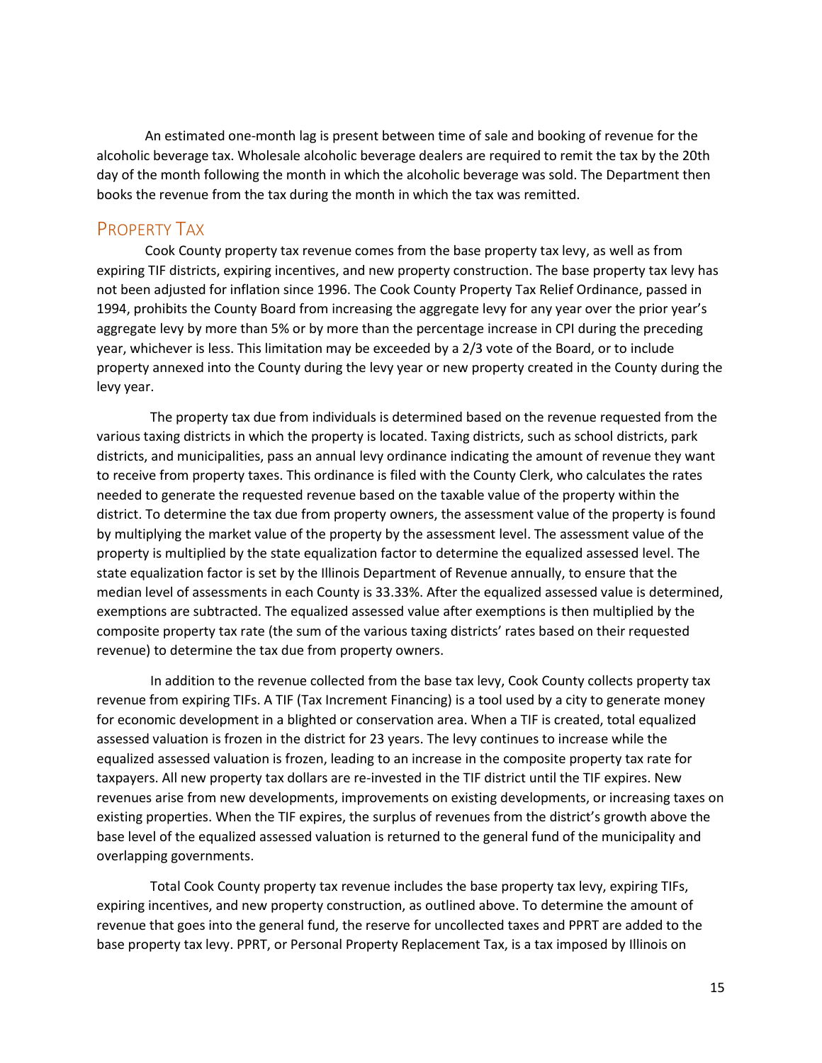An estimated one-month lag is present between time of sale and booking of revenue for the alcoholic beverage tax. Wholesale alcoholic beverage dealers are required to remit the tax by the 20th day of the month following the month in which the alcoholic beverage was sold. The Department then books the revenue from the tax during the month in which the tax was remitted.

## Property Tax

Cook County property tax revenue comes from the base property tax levy, as well as from expiring TIF districts, expiring incentives, and new property construction. The base property tax levy has not been adjusted for inflation since 1996. The Cook County Property Tax Relief Ordinance, passed in 1994, prohibits the County Board from increasing the aggregate levy for any year over the prior year's aggregate levy by more than 5% or by more than the percentage increase in CPI during the preceding year, whichever is less. This limitation may be exceeded by a 2/3 vote of the Board, or to include property annexed into the County during the levy year or new property created in the County during the levy year.

The property tax due from individuals is determined based on the revenue requested from the various taxing districts in which the property is located. Taxing districts, such as school districts, park districts, and municipalities, pass an annual levy ordinance indicating the amount of revenue they want to receive from property taxes. This ordinance is filed with the County Clerk, who calculates the rates needed to generate the requested revenue based on the taxable value of the property within the district. To determine the tax due from property owners, the assessment value of the property is found by multiplying the market value of the property by the assessment level. The assessment value of the property is multiplied by the state equalization factor to determine the equalized assessed level. The state equalization factor is set by the Illinois Department of Revenue annually, to ensure that the median level of assessments in each County is 33.33%. After the equalized assessed value is determined, exemptions are subtracted. The equalized assessed value after exemptions is then multiplied by the composite property tax rate (the sum of the various taxing districts' rates based on their requested revenue) to determine the tax due from property owners.

In addition to the revenue collected from the base tax levy, Cook County collects property tax revenue from expiring TIFs. A TIF (Tax Increment Financing) is a tool used by a city to generate money for economic development in a blighted or conservation area. When a TIF is created, total equalized assessed valuation is frozen in the district for 23 years. The levy continues to increase while the equalized assessed valuation is frozen, leading to an increase in the composite property tax rate for taxpayers. All new property tax dollars are re-invested in the TIF district until the TIF expires. New revenues arise from new developments, improvements on existing developments, or increasing taxes on existing properties. When the TIF expires, the surplus of revenues from the district's growth above the base level of the equalized assessed valuation is returned to the general fund of the municipality and overlapping governments.

Total Cook County property tax revenue includes the base property tax levy, expiring TIFs, expiring incentives, and new property construction, as outlined above. To determine the amount of revenue that goes into the general fund, the reserve for uncollected taxes and PPRT are added to the base property tax levy. PPRT, or Personal Property Replacement Tax, is a tax imposed by Illinois on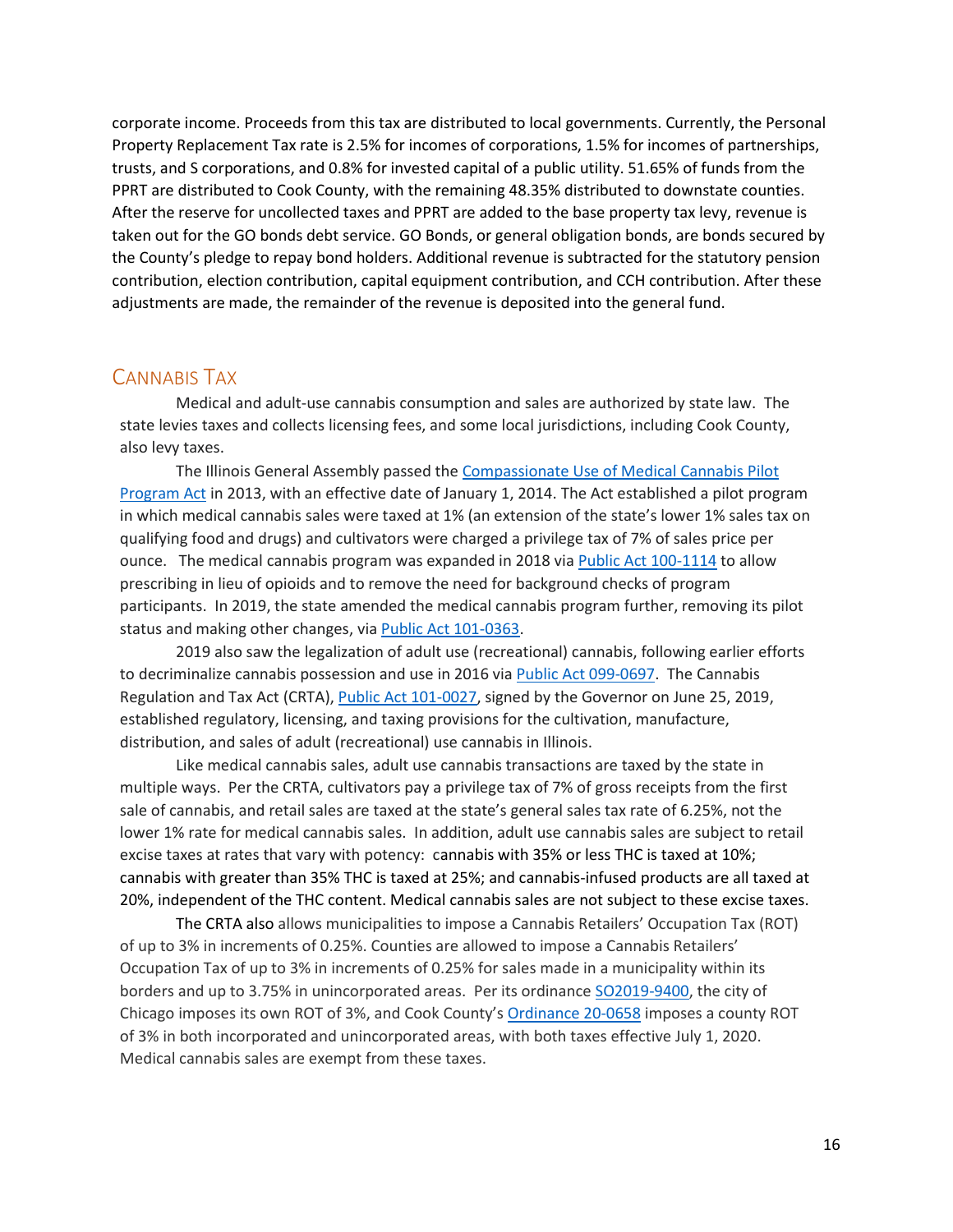corporate income. Proceeds from this tax are distributed to local governments. Currently, the Personal Property Replacement Tax rate is 2.5% for incomes of corporations, 1.5% for incomes of partnerships, trusts, and S corporations, and 0.8% for invested capital of a public utility. 51.65% of funds from the PPRT are distributed to Cook County, with the remaining 48.35% distributed to downstate counties. After the reserve for uncollected taxes and PPRT are added to the base property tax levy, revenue is taken out for the GO bonds debt service. GO Bonds, or general obligation bonds, are bonds secured by the County's pledge to repay bond holders. Additional revenue is subtracted for the statutory pension contribution, election contribution, capital equipment contribution, and CCH contribution. After these adjustments are made, the remainder of the revenue is deposited into the general fund.

## Cannabis Tax

Medical and adult-use cannabis consumption and sales are authorized by state law. The state levies taxes and collects licensing fees, and some local jurisdictions, including Cook County, also levy taxes.

The Illinois General Assembly passed the Compassionate Use of Medical Cannabis Pilot Program Act in 2013, with an effective date of January 1, 2014. The Act established a pilot program in which medical cannabis sales were taxed at 1% (an extension of the state's lower 1% sales tax on qualifying food and drugs) and cultivators were charged a privilege tax of 7% of sales price per ounce. The medical cannabis program was expanded in 2018 via Public Act 100-1114 to allow prescribing in lieu of opioids and to remove the need for background checks of program participants. In 2019, the state amended the medical cannabis program further, removing its pilot status and making other changes, via Public Act 101-0363.

2019 also saw the legalization of adult use (recreational) cannabis, following earlier efforts to decriminalize cannabis possession and use in 2016 via Public Act 099-0697. The Cannabis Regulation and Tax Act (CRTA), Public Act 101-0027, signed by the Governor on June 25, 2019, established regulatory, licensing, and taxing provisions for the cultivation, manufacture, distribution, and sales of adult (recreational) use cannabis in Illinois.

Like medical cannabis sales, adult use cannabis transactions are taxed by the state in multiple ways. Per the CRTA, cultivators pay a privilege tax of 7% of gross receipts from the first sale of cannabis, and retail sales are taxed at the state's general sales tax rate of 6.25%, not the lower 1% rate for medical cannabis sales. In addition, adult use cannabis sales are subject to retail excise taxes at rates that vary with potency: cannabis with 35% or less THC is taxed at 10%; cannabis with greater than 35% THC is taxed at 25%; and cannabis-infused products are all taxed at 20%, independent of the THC content. Medical cannabis sales are not subject to these excise taxes.

The CRTA also allows municipalities to impose a Cannabis Retailers' Occupation Tax (ROT) of up to 3% in increments of 0.25%. Counties are allowed to impose a Cannabis Retailers' Occupation Tax of up to 3% in increments of 0.25% for sales made in a municipality within its borders and up to 3.75% in unincorporated areas. Per its ordinance SO2019-9400, the city of Chicago imposes its own ROT of 3%, and Cook County's Ordinance 20-0658 imposes a county ROT of 3% in both incorporated and unincorporated areas, with both taxes effective July 1, 2020. Medical cannabis sales are exempt from these taxes.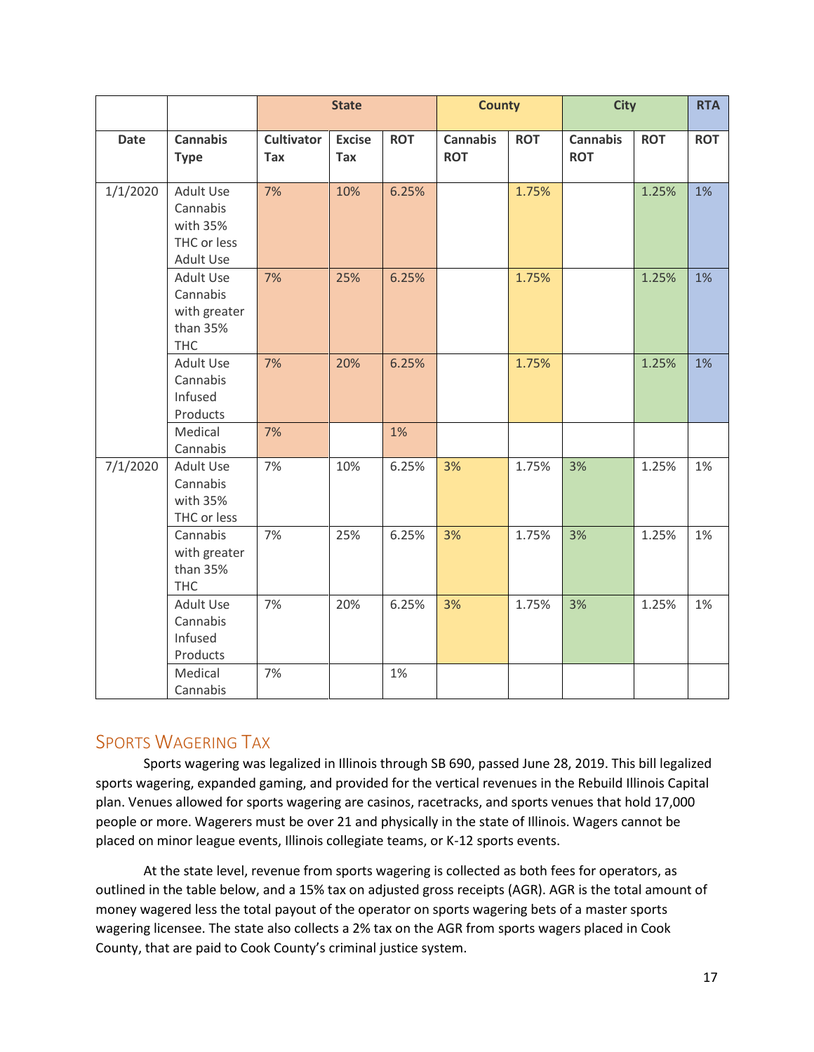| | | State | | | County | | City | | RTA |
|---|---|---|---|---|---|---|---|---|---|
| Date | Cannabis Type | Cultivator Tax | Excise Tax | ROT | Cannabis ROT | ROT | Cannabis ROT | ROT | ROT |
| 1/1/2020 | Adult Use Cannabis with 35% THC or less Adult Use | 7% | 10% | 6.25% | | 1.75% | | 1.25% | 1% |
| | Adult Use Cannabis with greater than 35% THC | 7% | 25% | 6.25% | | 1.75% | | 1.25% | 1% |
| | Adult Use Cannabis Infused Products | 7% | 20% | 6.25% | | 1.75% | | 1.25% | 1% |
| | Medical Cannabis | 7% | | 1% | | | | | |
| 7/1/2020 | Adult Use Cannabis with 35% THC or less | 7% | 10% | 6.25% | 3% | 1.75% | 3% | 1.25% | 1% |
| | Cannabis with greater than 35% THC | 7% | 25% | 6.25% | 3% | 1.75% | 3% | 1.25% | 1% |
| | Adult Use Cannabis Infused Products | 7% | 20% | 6.25% | 3% | 1.75% | 3% | 1.25% | 1% |
| | Medical Cannabis | 7% | | 1% | | | | | |

## Sports Wagering Tax

Sports wagering was legalized in Illinois through SB 690, passed June 28, 2019. This bill legalized sports wagering, expanded gaming, and provided for the vertical revenues in the Rebuild Illinois Capital plan. Venues allowed for sports wagering are casinos, racetracks, and sports venues that hold 17,000 people or more. Wagerers must be over 21 and physically in the state of Illinois. Wagers cannot be placed on minor league events, Illinois collegiate teams, or K-12 sports events.

At the state level, revenue from sports wagering is collected as both fees for operators, as outlined in the table below, and a 15% tax on adjusted gross receipts (AGR). AGR is the total amount of money wagered less the total payout of the operator on sports wagering bets of a master sports wagering licensee. The state also collects a 2% tax on the AGR from sports wagers placed in Cook County, that are paid to Cook County's criminal justice system.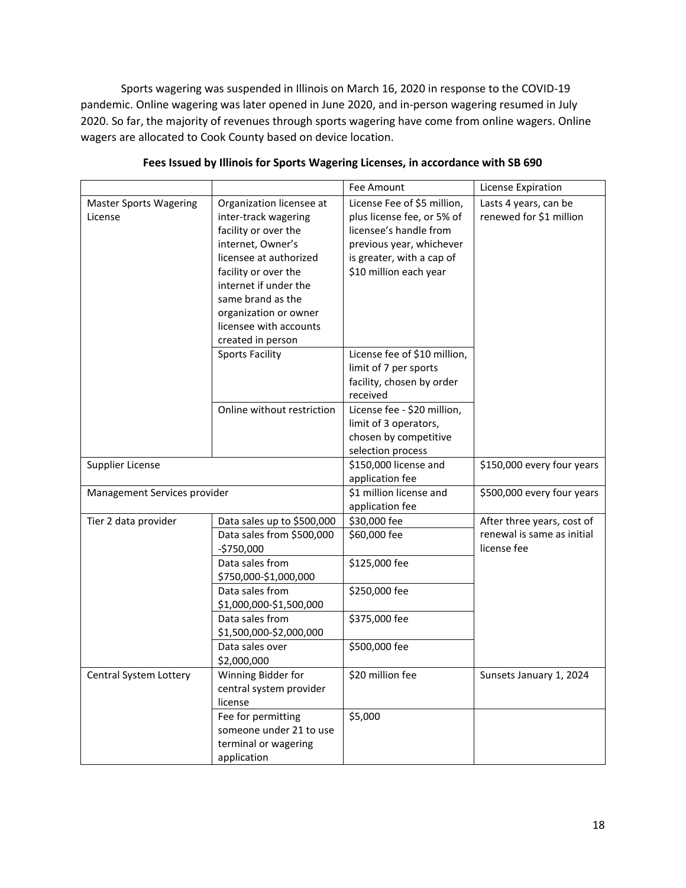Sports wagering was suspended in Illinois on March 16, 2020 in response to the COVID-19 pandemic. Online wagering was later opened in June 2020, and in-person wagering resumed in July 2020. So far, the majority of revenues through sports wagering have come from online wagers. Online wagers are allocated to Cook County based on device location.

**Fees Issued by Illinois for Sports Wagering Licenses, in accordance with SB 690**

| | | Fee Amount | License Expiration |
|---|---|---|---|
| Master Sports Wagering License | Organization licensee at inter-track wagering facility or over the internet, Owner's licensee at authorized facility or over the internet if under the same brand as the organization or owner licensee with accounts created in person | License Fee of $5 million, plus license fee, or 5% of licensee's handle from previous year, whichever is greater, with a cap of $10 million each year | Lasts 4 years, can be renewed for $1 million |
| | Sports Facility | License fee of $10 million, limit of 7 per sports facility, chosen by order received | |
| | Online without restriction | License fee - $20 million, limit of 3 operators, chosen by competitive selection process | |
| Supplier License | | $150,000 license and application fee | $150,000 every four years |
| Management Services provider | | $1 million license and application fee | $500,000 every four years |
| Tier 2 data provider | Data sales up to $500,000 | $30,000 fee | After three years, cost of renewal is same as initial license fee |
| | Data sales from $500,000 -$750,000 | $60,000 fee | |
| | Data sales from $750,000-$1,000,000 | $125,000 fee | |
| | Data sales from $1,000,000-$1,500,000 | $250,000 fee | |
| | Data sales from $1,500,000-$2,000,000 | $375,000 fee | |
| | Data sales over $2,000,000 | $500,000 fee | |
| Central System Lottery | Winning Bidder for central system provider license | $20 million fee | Sunsets January 1, 2024 |
| | Fee for permitting someone under 21 to use terminal or wagering application | $5,000 | |